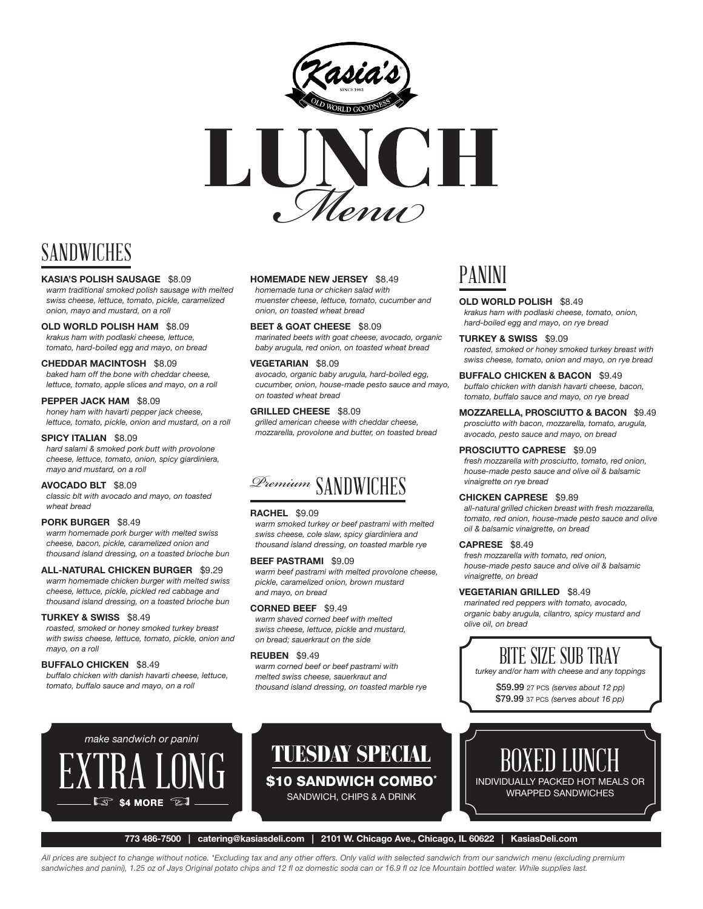Kasia's

SINCE 1982

OLD WORLD GOODNESS®

# LUNCH Menu

## SANDWICHES

**KASIA'S POLISH SAUSAGE** $8.09
*warm traditional smoked polish sausage with melted swiss cheese, lettuce, tomato, pickle, caramelized onion, mayo and mustard, on a roll*

**OLD WORLD POLISH HAM** $8.09
*krakus ham with podlaski cheese, lettuce, tomato, hard-boiled egg and mayo, on bread*

**CHEDDAR MACINTOSH** $8.09
*baked ham off the bone with cheddar cheese, lettuce, tomato, apple slices and mayo, on a roll*

**PEPPER JACK HAM** $8.09
*honey ham with havarti pepper jack cheese, lettuce, tomato, pickle, onion and mustard, on a roll*

**SPICY ITALIAN** $8.09
*hard salami & smoked pork butt with provolone cheese, lettuce, tomato, onion, spicy giardiniera, mayo and mustard, on a roll*

**AVOCADO BLT** $8.09
*classic blt with avocado and mayo, on toasted wheat bread*

**PORK BURGER** $8.49
*warm homemade pork burger with melted swiss cheese, bacon, pickle, caramelized onion and thousand island dressing, on a toasted brioche bun*

**ALL-NATURAL CHICKEN BURGER** $9.29
*warm homemade chicken burger with melted swiss cheese, lettuce, pickle, pickled red cabbage and thousand island dressing, on a toasted brioche bun*

**TURKEY & SWISS** $8.49
*roasted, smoked or honey smoked turkey breast with swiss cheese, lettuce, tomato, pickle, onion and mayo, on a roll*

**BUFFALO CHICKEN** $8.49
*buffalo chicken with danish havarti cheese, lettuce, tomato, buffalo sauce and mayo, on a roll*

**HOMEMADE NEW JERSEY** $8.49
*homemade tuna or chicken salad with muenster cheese, lettuce, tomato, cucumber and onion, on toasted wheat bread*

**BEET & GOAT CHEESE** $8.09
*marinated beets with goat cheese, avocado, organic baby arugula, red onion, on toasted wheat bread*

**VEGETARIAN** $8.09
*avocado, organic baby arugula, hard-boiled egg, cucumber, onion, house-made pesto sauce and mayo, on toasted wheat bread*

**GRILLED CHEESE** $8.09
*grilled american cheese with cheddar cheese, mozzarella, provolone and butter, on toasted bread*

## *Premium* SANDWICHES

**RACHEL** $9.09
*warm smoked turkey or beef pastrami with melted swiss cheese, cole slaw, spicy giardiniera and thousand island dressing, on toasted marble rye*

**BEEF PASTRAMI** $9.09
*warm beef pastrami with melted provolone cheese, pickle, caramelized onion, brown mustard and mayo, on bread*

**CORNED BEEF** $9.49
*warm shaved corned beef with melted swiss cheese, lettuce, pickle and mustard, on bread; sauerkraut on the side*

**REUBEN** $9.49
*warm corned beef or beef pastrami with melted swiss cheese, sauerkraut and thousand island dressing, on toasted marble rye*

## PANINI

**OLD WORLD POLISH** $8.49
*krakus ham with podlaski cheese, tomato, onion, hard-boiled egg and mayo, on rye bread*

**TURKEY & SWISS** $9.09
*roasted, smoked or honey smoked turkey breast with swiss cheese, tomato, onion and mayo, on rye bread*

**BUFFALO CHICKEN & BACON** $9.49
*buffalo chicken with danish havarti cheese, bacon, tomato, buffalo sauce and mayo, on rye bread*

**MOZZARELLA, PROSCIUTTO & BACON** $9.49
*prosciutto with bacon, mozzarella, tomato, arugula, avocado, pesto sauce and mayo, on bread*

**PROSCIUTTO CAPRESE** $9.09
*fresh mozzarella with prosciutto, tomato, red onion, house-made pesto sauce and olive oil & balsamic vinaigrette on rye bread*

**CHICKEN CAPRESE** $9.89
*all-natural grilled chicken breast with fresh mozzarella, tomato, red onion, house-made pesto sauce and olive oil & balsamic vinaigrette, on bread*

**CAPRESE** $8.49
*fresh mozzarella with tomato, red onion, house-made pesto sauce and olive oil & balsamic vinaigrette, on bread*

**VEGETARIAN GRILLED** $8.49
*marinated red peppers with tomato, avocado, organic baby arugula, cilantro, spicy mustard and olive oil, on bread*

## BITE SIZE SUB TRAY

*turkey and/or ham with cheese and any toppings*

**$59.99** 27 PCS *(serves about 12 pp)*
**$79.99** 37 PCS *(serves about 16 pp)*

*make sandwich or panini*

## EXTRA LONG

☞ **$4 MORE** ☜

## TUESDAY SPECIAL

**$10 SANDWICH COMBO***
SANDWICH, CHIPS & A DRINK

## BOXED LUNCH

INDIVIDUALLY PACKED HOT MEALS OR WRAPPED SANDWICHES

**773 486-7500 | catering@kasiasdeli.com | 2101 W. Chicago Ave., Chicago, IL 60622 | KasiasDeli.com**

*All prices are subject to change without notice. *Excluding tax and any other offers. Only valid with selected sandwich from our sandwich menu (excluding premium sandwiches and panini), 1.25 oz of Jays Original potato chips and 12 fl oz domestic soda can or 16.9 fl oz Ice Mountain bottled water. While supplies last.*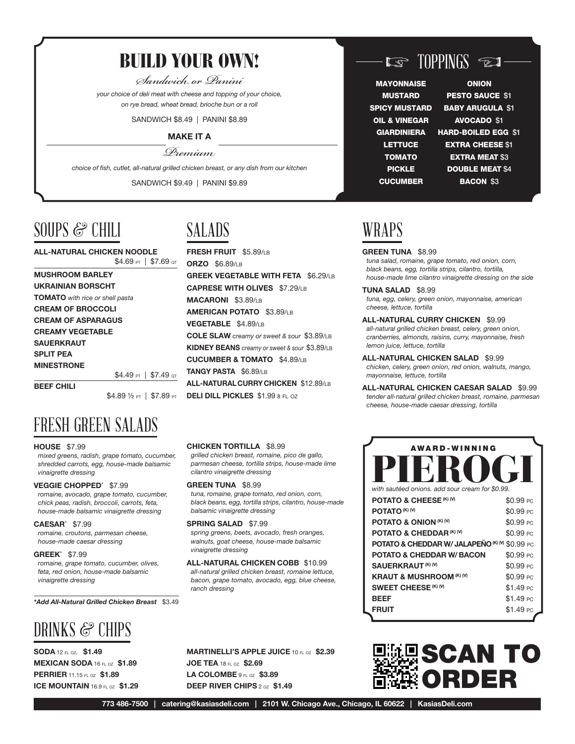# BUILD YOUR OWN!

*Sandwich or Panini*

*your choice of deli meat with cheese and topping of your choice, on rye bread, wheat bread, brioche bun or a roll*

SANDWICH $8.49 | PANINI $8.89

**MAKE IT A**

*Premium*

*choice of fish, cutlet, all-natural grilled chicken breast, or any dish from our kitchen*

SANDWICH $9.49 | PANINI $9.89

## TOPPINGS

| | |
|---|---|
| MAYONNAISE | ONION |
| MUSTARD | PESTO SAUCE $1 |
| SPICY MUSTARD | BABY ARUGULA $1 |
| OIL & VINEGAR | AVOCADO $1 |
| GIARDINIERA | HARD-BOILED EGG $1 |
| LETTUCE | EXTRA CHEESE $1 |
| TOMATO | EXTRA MEAT $3 |
| PICKLE | DOUBLE MEAT $4 |
| CUCUMBER | BACON $3 |

## SOUPS & CHILI

**ALL-NATURAL CHICKEN NOODLE** $4.69 PT | $7.69 QT

**MUSHROOM BARLEY**
**UKRAINIAN BORSCHT**
**TOMATO** *with rice or shell pasta*
**CREAM OF BROCCOLI**
**CREAM OF ASPARAGUS**
**CREAMY VEGETABLE**
**SAUERKRAUT**
**SPLIT PEA**
**MINESTRONE**
$4.49 PT | $7.49 QT

**BEEF CHILI** $4.89 ½ PT | $7.89 PT

## SALADS

**FRESH FRUIT** $5.89/LB
**ORZO** $6.89/LB
**GREEK VEGETABLE WITH FETA** $6.29/LB
**CAPRESE WITH OLIVES** $7.29/LB
**MACARONI** $3.89/LB
**AMERICAN POTATO** $3.89/LB
**VEGETABLE** $4.89/LB
**COLE SLAW** *creamy or sweet & sour* $3.89/LB
**KIDNEY BEANS** *creamy or sweet & sour* $3.89/LB
**CUCUMBER & TOMATO** $4.89/LB
**TANGY PASTA** $6.89/LB
**ALL-NATURAL CURRY CHICKEN** $12.89/LB
**DELI DILL PICKLES** $1.99 8 FL OZ

## WRAPS

**GREEN TUNA** $8.99
*tuna salad, romaine, grape tomato, red onion, corn, black beans, egg, tortilla strips, cilantro, tortilla, house-made lime cilantro vinaigrette dressing on the side*

**TUNA SALAD** $8.99
*tuna, egg, celery, green onion, mayonnaise, american cheese, lettuce, tortilla*

**ALL-NATURAL CURRY CHICKEN** $9.99
*all-natural grilled chicken breast, celery, green onion, cranberries, almonds, raisins, curry, mayonnaise, fresh lemon juice, lettuce, tortilla*

**ALL-NATURAL CHICKEN SALAD** $9.99
*chicken, celery, green onion, red onion, walnuts, mango, mayonnaise, lettuce, tortilla*

**ALL-NATURAL CHICKEN CAESAR SALAD** $9.99
*tender all-natural grilled chicken breast, romaine, parmesan cheese, house-made caesar dressing, tortilla*

## FRESH GREEN SALADS

**HOUSE** $7.99
*mixed greens, radish, grape tomato, cucumber, shredded carrots, egg, house-made balsamic vinaigrette dressing*

**VEGGIE CHOPPED*** $7.99
*romaine, avocado, grape tomato, cucumber, chick peas, radish, broccoli, carrots, feta, house-made balsamic vinaigrette dressing*

**CAESAR*** $7.99
*romaine, croutons, parmesan cheese, house-made caesar dressing*

**GREEK*** $7.99
*romaine, grape tomato, cucumber, olives, feta, red onion, house-made balsamic vinaigrette dressing*

**CHICKEN TORTILLA** $8.99
*grilled chicken breast, romaine, pico de gallo, parmesan cheese, tortilla strips, house-made lime cilantro vinaigrette dressing*

**GREEN TUNA** $8.99
*tuna, romaine, grape tomato, red onion, corn, black beans, egg, tortilla strips, cilantro, house-made balsamic vinaigrette dressing*

**SPRING SALAD** $7.99
*spring greens, beets, avocado, fresh oranges, walnuts, goat cheese, house-made balsamic vinaigrette dressing*

**ALL-NATURAL CHICKEN COBB** $10.99
*all-natural grilled chicken breast, romaine lettuce, bacon, grape tomato, avocado, egg, blue cheese, ranch dressing*

***Add All-Natural Grilled Chicken Breast** $3.49*

## AWARD-WINNING PIEROGI

*with sautéed onions. add sour cream for $0.99.*

| | |
|---|---|
| POTATO & CHEESE (K) (V) | $0.99 PC |
| POTATO (K) (V) | $0.99 PC |
| POTATO & ONION (K) (V) | $0.99 PC |
| POTATO & CHEDDAR (K) (V) | $0.99 PC |
| POTATO & CHEDDAR W/ JALAPEÑO (K) (V) | $0.99 PC |
| POTATO & CHEDDAR W/ BACON | $0.99 PC |
| SAUERKRAUT (K) (V) | $0.99 PC |
| KRAUT & MUSHROOM (K) (V) | $0.99 PC |
| SWEET CHEESE (K) (V) | $1.49 PC |
| BEEF | $1.49 PC |
| FRUIT | $1.49 PC |

## DRINKS & CHIPS

**SODA** 12 FL OZ. **$1.49**
**MEXICAN SODA** 16 FL OZ **$1.89**
**PERRIER** 11.15 FL OZ **$1.89**
**ICE MOUNTAIN** 16.9 FL OZ **$1.29**
**MARTINELLI'S APPLE JUICE** 10 FL OZ **$2.39**
**JOE TEA** 18 FL OZ **$2.69**
**LA COLOMBE** 9 FL OZ **$3.89**
**DEEP RIVER CHIPS** 2 OZ **$1.49**

**SCAN TO ORDER**

773 486-7500 | catering@kasiasdeli.com | 2101 W. Chicago Ave., Chicago, IL 60622 | KasiasDeli.com